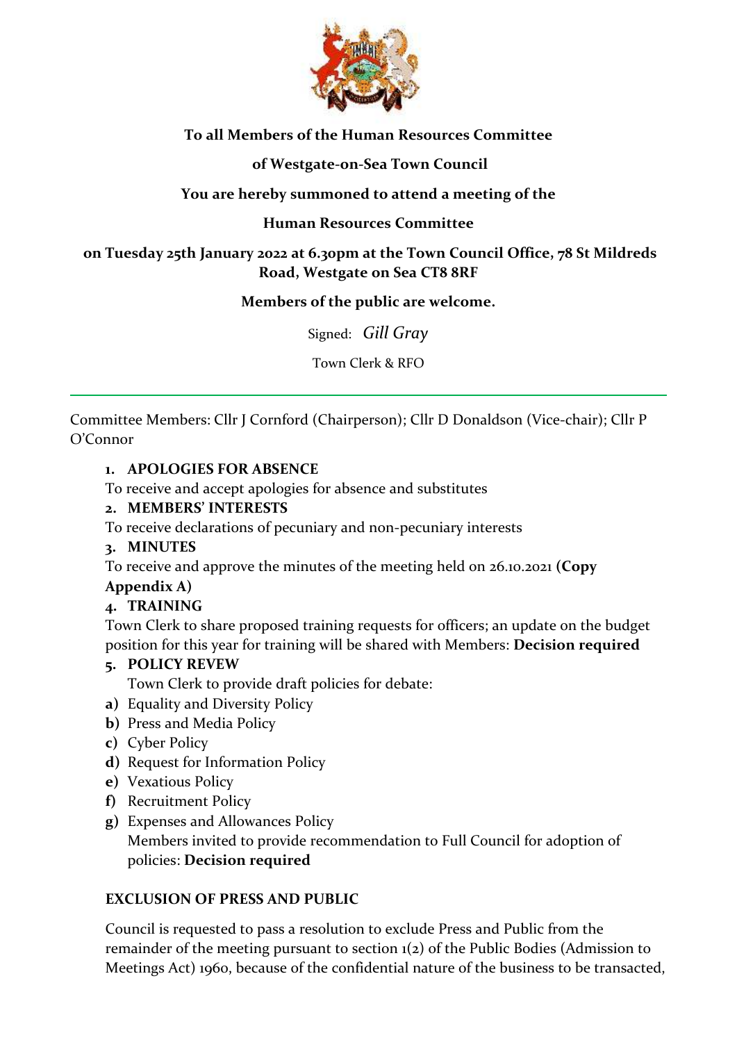**To all Members of the Human Resources Committee**

**of Westgate-on-Sea Town Council**

**You are hereby summoned to attend a meeting of the**

**Human Resources Committee**

**on Tuesday 25th January 2022 at 6.30pm at the Town Council Office, 78 St Mildreds Road, Westgate on Sea CT8 8RF**

**Members of the public are welcome.**

Signed: *Gill Gray*

Town Clerk & RFO

---

Committee Members: Cllr J Cornford (Chairperson); Cllr D Donaldson (Vice-chair); Cllr P O'Connor

1. **APOLOGIES FOR ABSENCE**

   To receive and accept apologies for absence and substitutes

2. **MEMBERS' INTERESTS**

   To receive declarations of pecuniary and non-pecuniary interests

3. **MINUTES**

   To receive and approve the minutes of the meeting held on 26.10.2021 **(Copy Appendix A)**

4. **TRAINING**

   Town Clerk to share proposed training requests for officers; an update on the budget position for this year for training will be shared with Members: **Decision required**

5. **POLICY REVEW**

   Town Clerk to provide draft policies for debate:

   a) Equality and Diversity Policy
   b) Press and Media Policy
   c) Cyber Policy
   d) Request for Information Policy
   e) Vexatious Policy
   f) Recruitment Policy
   g) Expenses and Allowances Policy

   Members invited to provide recommendation to Full Council for adoption of policies: **Decision required**

**EXCLUSION OF PRESS AND PUBLIC**

Council is requested to pass a resolution to exclude Press and Public from the remainder of the meeting pursuant to section 1(2) of the Public Bodies (Admission to Meetings Act) 1960, because of the confidential nature of the business to be transacted,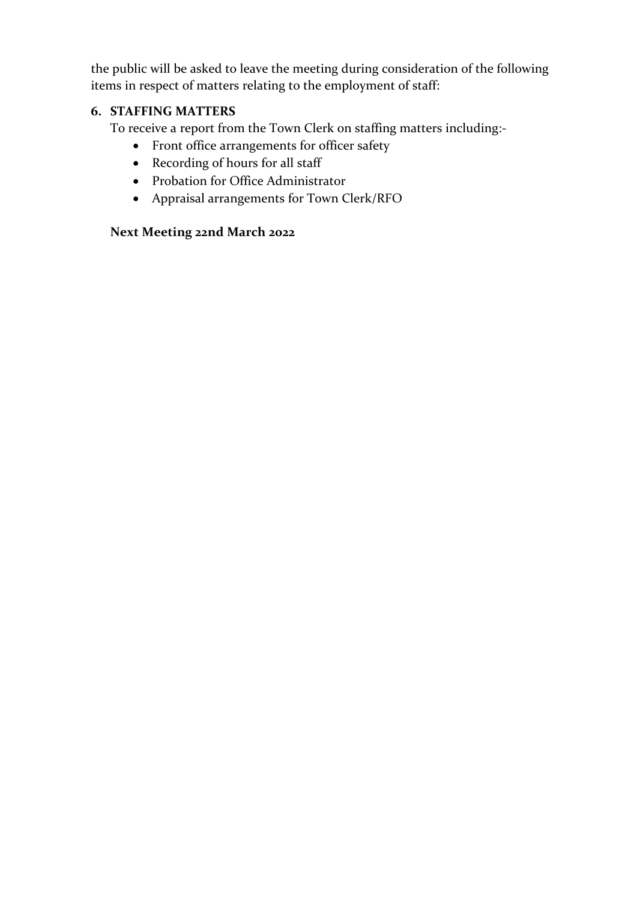the public will be asked to leave the meeting during consideration of the following items in respect of matters relating to the employment of staff:

**6. STAFFING MATTERS**

To receive a report from the Town Clerk on staffing matters including:-

- Front office arrangements for officer safety
- Recording of hours for all staff
- Probation for Office Administrator
- Appraisal arrangements for Town Clerk/RFO

**Next Meeting 22nd March 2022**